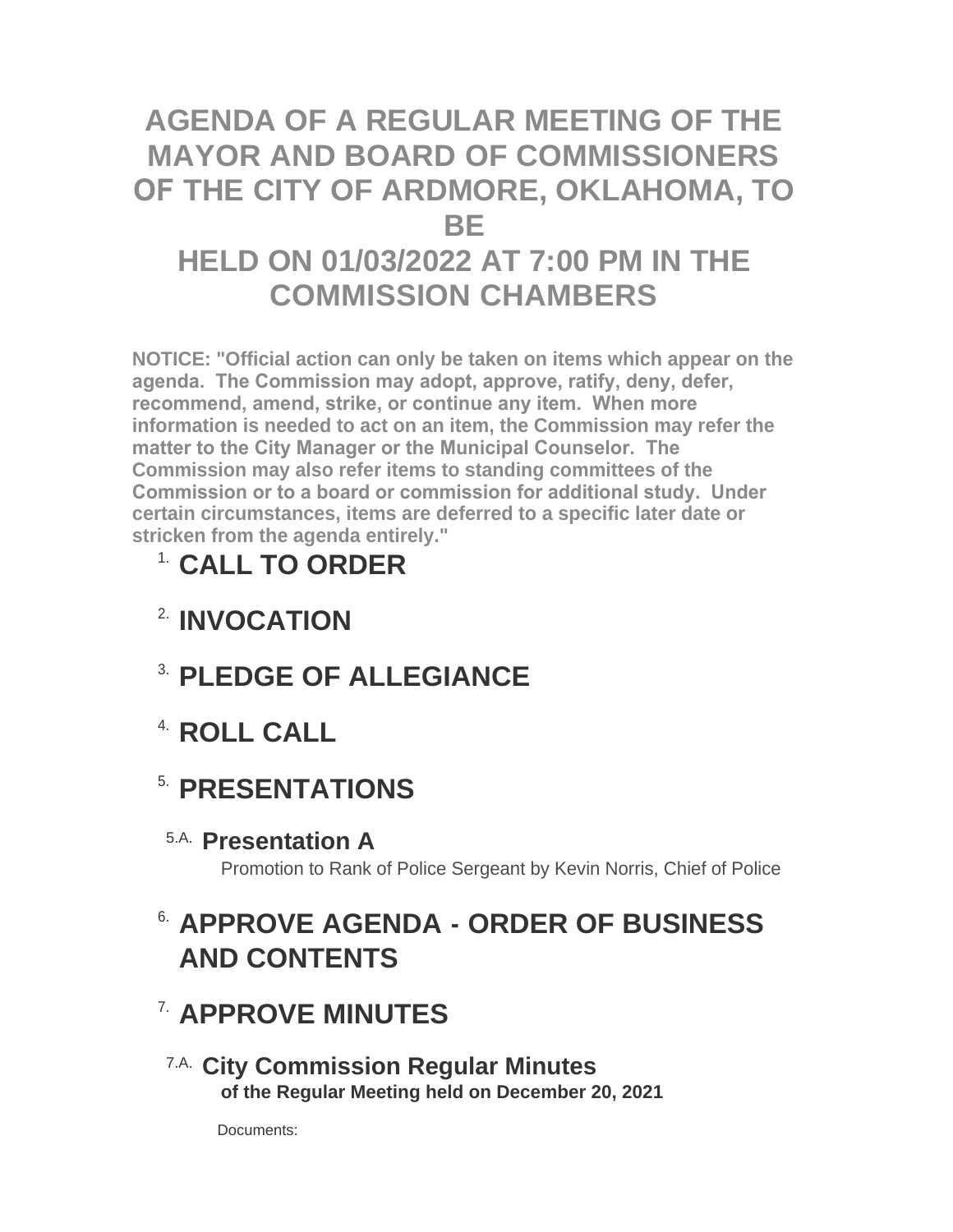# AGENDA OF A REGULAR MEETING OF THE MAYOR AND BOARD OF COMMISSIONERS OF THE CITY OF ARDMORE, OKLAHOMA, TO BE HELD ON 01/03/2022 AT 7:00 PM IN THE COMMISSION CHAMBERS

**NOTICE: "Official action can only be taken on items which appear on the agenda. The Commission may adopt, approve, ratify, deny, defer, recommend, amend, strike, or continue any item. When more information is needed to act on an item, the Commission may refer the matter to the City Manager or the Municipal Counselor. The Commission may also refer items to standing committees of the Commission or to a board or commission for additional study. Under certain circumstances, items are deferred to a specific later date or stricken from the agenda entirely."**

## 1. CALL TO ORDER

## 2. INVOCATION

## 3. PLEDGE OF ALLEGIANCE

## 4. ROLL CALL

## 5. PRESENTATIONS

### 5.A. Presentation A

Promotion to Rank of Police Sergeant by Kevin Norris, Chief of Police

## 6. APPROVE AGENDA - ORDER OF BUSINESS AND CONTENTS

## 7. APPROVE MINUTES

### 7.A. City Commission Regular Minutes

**of the Regular Meeting held on December 20, 2021**

Documents: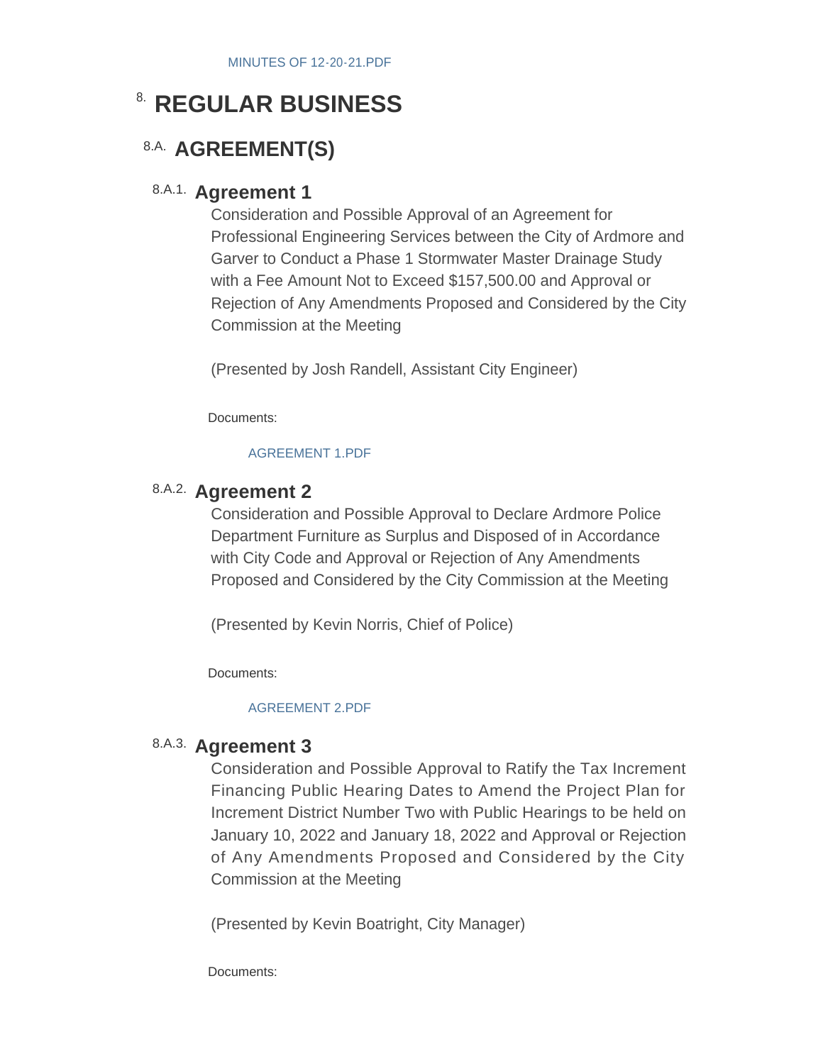MINUTES OF 12-20-21.PDF

# 8. REGULAR BUSINESS

## 8.A. AGREEMENT(S)

### 8.A.1. Agreement 1

Consideration and Possible Approval of an Agreement for Professional Engineering Services between the City of Ardmore and Garver to Conduct a Phase 1 Stormwater Master Drainage Study with a Fee Amount Not to Exceed $157,500.00 and Approval or Rejection of Any Amendments Proposed and Considered by the City Commission at the Meeting

(Presented by Josh Randell, Assistant City Engineer)

Documents:

AGREEMENT 1.PDF

### 8.A.2. Agreement 2

Consideration and Possible Approval to Declare Ardmore Police Department Furniture as Surplus and Disposed of in Accordance with City Code and Approval or Rejection of Any Amendments Proposed and Considered by the City Commission at the Meeting

(Presented by Kevin Norris, Chief of Police)

Documents:

AGREEMENT 2.PDF

### 8.A.3. Agreement 3

Consideration and Possible Approval to Ratify the Tax Increment Financing Public Hearing Dates to Amend the Project Plan for Increment District Number Two with Public Hearings to be held on January 10, 2022 and January 18, 2022 and Approval or Rejection of Any Amendments Proposed and Considered by the City Commission at the Meeting

(Presented by Kevin Boatright, City Manager)

Documents: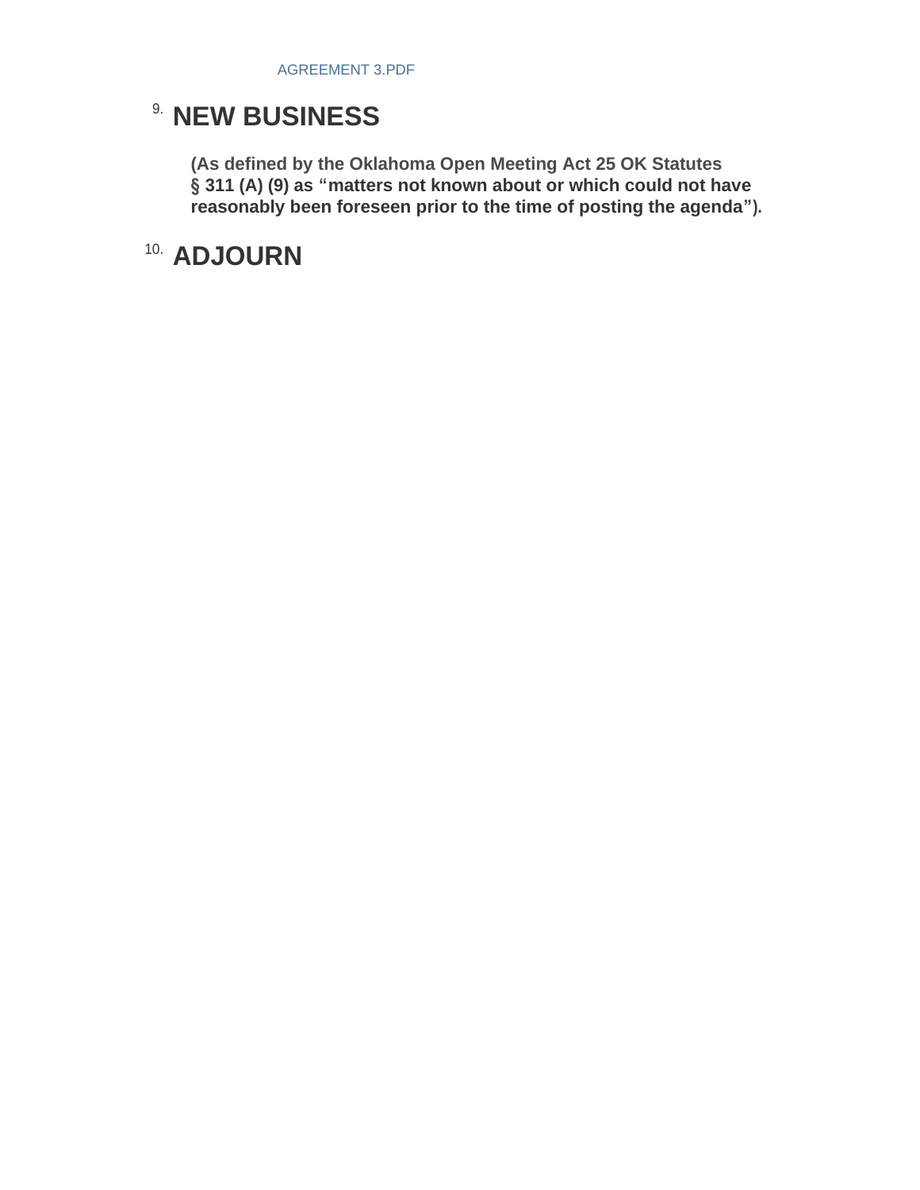AGREEMENT 3.PDF

## 9. NEW BUSINESS

**(As defined by the Oklahoma Open Meeting Act 25 OK Statutes § 311 (A) (9) as "matters not known about or which could not have reasonably been foreseen prior to the time of posting the agenda").**

## 10. ADJOURN